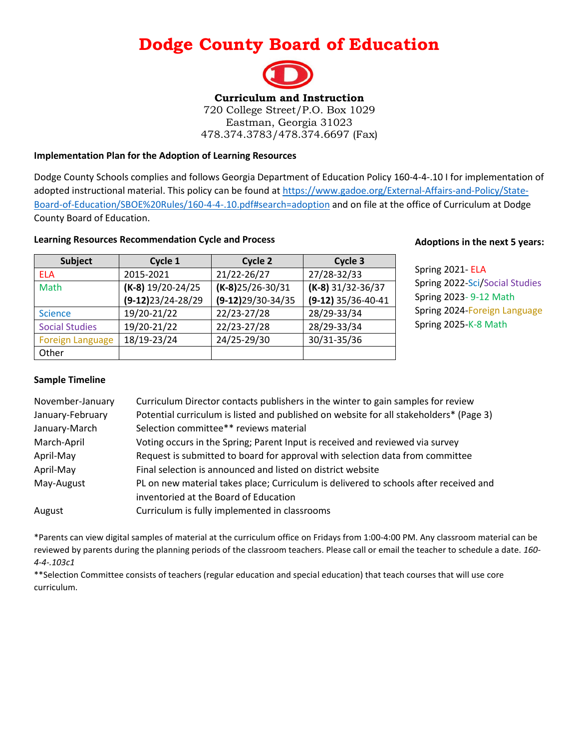# Dodge County Board of Education

**Curriculum and Instruction**
720 College Street/P.O. Box 1029
Eastman, Georgia 31023
478.374.3783/478.374.6697 (Fax)

**Implementation Plan for the Adoption of Learning Resources**

Dodge County Schools complies and follows Georgia Department of Education Policy 160-4-4-.10 I for implementation of adopted instructional material. This policy can be found at [https://www.gadoe.org/External-Affairs-and-Policy/State-Board-of-Education/SBOE%20Rules/160-4-4-.10.pdf#search=adoption](https://www.gadoe.org/External-Affairs-and-Policy/State-Board-of-Education/SBOE%20Rules/160-4-4-.10.pdf#search=adoption) and on file at the office of Curriculum at Dodge County Board of Education.

**Learning Resources Recommendation Cycle and Process**

| Subject | Cycle 1 | Cycle 2 | Cycle 3 |
|---|---|---|---|
| ELA | 2015-2021 | 21/22-26/27 | 27/28-32/33 |
| Math | **(K-8)** 19/20-24/25<br>**(9-12)**23/24-28/29 | **(K-8)**25/26-30/31<br>**(9-12)**29/30-34/35 | **(K-8)** 31/32-36/37<br>**(9-12)** 35/36-40-41 |
| Science | 19/20-21/22 | 22/23-27/28 | 28/29-33/34 |
| Social Studies | 19/20-21/22 | 22/23-27/28 | 28/29-33/34 |
| Foreign Language | 18/19-23/24 | 24/25-29/30 | 30/31-35/36 |
| Other | | | |

**Adoptions in the next 5 years:**

Spring 2021- ELA
Spring 2022-Sci/Social Studies
Spring 2023- 9-12 Math
Spring 2024-Foreign Language
Spring 2025-K-8 Math

**Sample Timeline**

| | |
|---|---|
| November-January | Curriculum Director contacts publishers in the winter to gain samples for review |
| January-February | Potential curriculum is listed and published on website for all stakeholders* (Page 3) |
| January-March | Selection committee** reviews material |
| March-April | Voting occurs in the Spring; Parent Input is received and reviewed via survey |
| April-May | Request is submitted to board for approval with selection data from committee |
| April-May | Final selection is announced and listed on district website |
| May-August | PL on new material takes place; Curriculum is delivered to schools after received and inventoried at the Board of Education |
| August | Curriculum is fully implemented in classrooms |

*Parents can view digital samples of material at the curriculum office on Fridays from 1:00-4:00 PM. Any classroom material can be reviewed by parents during the planning periods of the classroom teachers. Please call or email the teacher to schedule a date. *160-4-4-.103c1*

**Selection Committee consists of teachers (regular education and special education) that teach courses that will use core curriculum.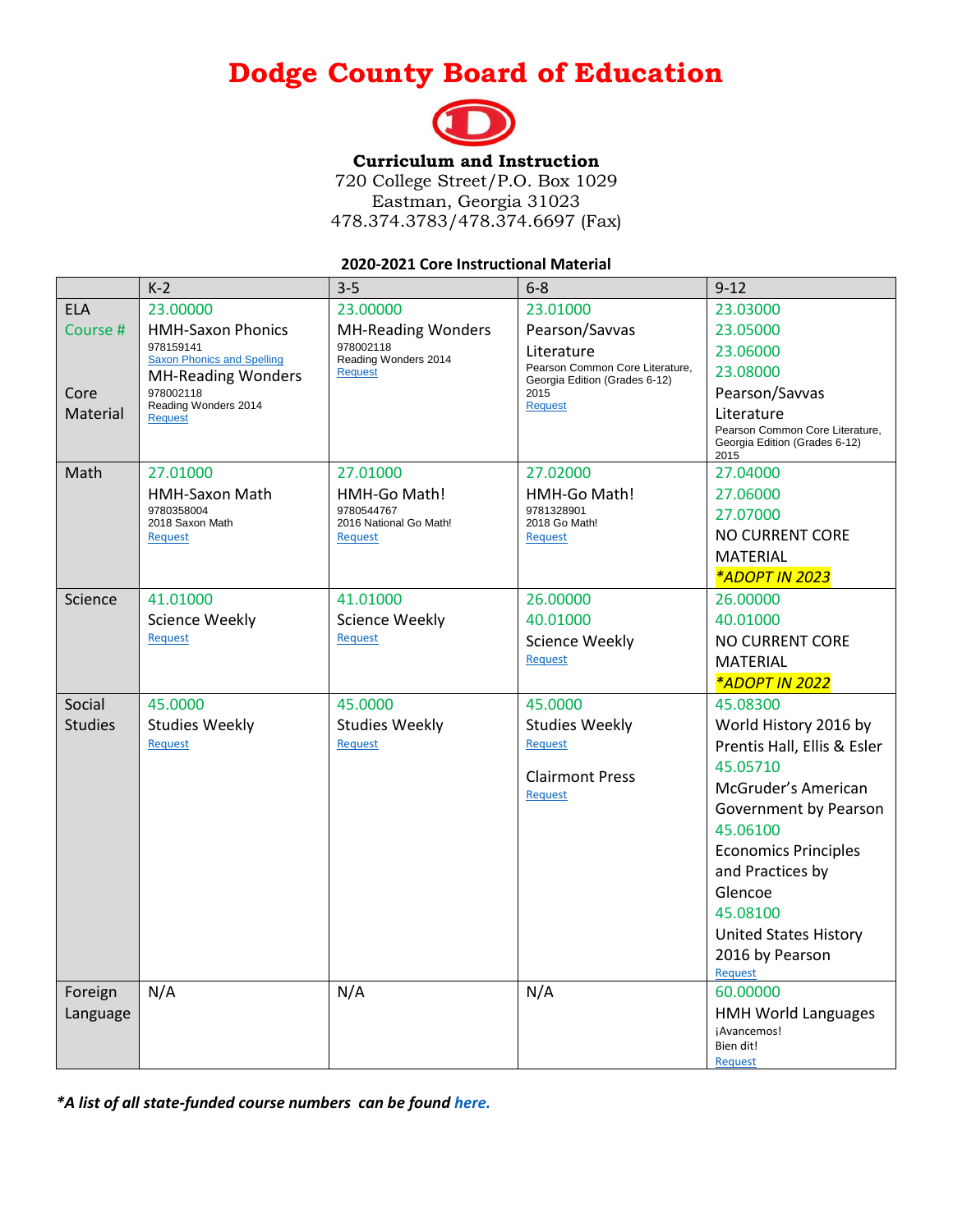# Dodge County Board of Education

**Curriculum and Instruction**
720 College Street/P.O. Box 1029
Eastman, Georgia 31023
478.374.3783/478.374.6697 (Fax)

**2020-2021 Core Instructional Material**

| | K-2 | 3-5 | 6-8 | 9-12 |
|---|---|---|---|---|
| ELA Course # Core Material | 23.00000 HMH-Saxon Phonics 978159141 Saxon Phonics and Spelling MH-Reading Wonders 978002118 Reading Wonders 2014 Request | 23.00000 MH-Reading Wonders 978002118 Reading Wonders 2014 Request | 23.01000 Pearson/Savvas Literature Pearson Common Core Literature, Georgia Edition (Grades 6-12) 2015 Request | 23.03000 23.05000 23.06000 23.08000 Pearson/Savvas Literature Pearson Common Core Literature, Georgia Edition (Grades 6-12) 2015 |
| Math | 27.01000 HMH-Saxon Math 9780358004 2018 Saxon Math Request | 27.01000 HMH-Go Math! 9780544767 2016 National Go Math! Request | 27.02000 HMH-Go Math! 9781328901 2018 Go Math! Request | 27.04000 27.06000 27.07000 NO CURRENT CORE MATERIAL *ADOPT IN 2023 |
| Science | 41.01000 Science Weekly Request | 41.01000 Science Weekly Request | 26.00000 40.01000 Science Weekly Request | 26.00000 40.01000 NO CURRENT CORE MATERIAL *ADOPT IN 2022 |
| Social Studies | 45.0000 Studies Weekly Request | 45.0000 Studies Weekly Request | 45.0000 Studies Weekly Request Clairmont Press Request | 45.08300 World History 2016 by Prentis Hall, Ellis & Esler 45.05710 McGruder's American Government by Pearson 45.06100 Economics Principles and Practices by Glencoe 45.08100 United States History 2016 by Pearson Request |
| Foreign Language | N/A | N/A | N/A | 60.00000 HMH World Languages ¡Avancemos! Bien dit! Request |

****A list of all state-funded course numbers can be found here.***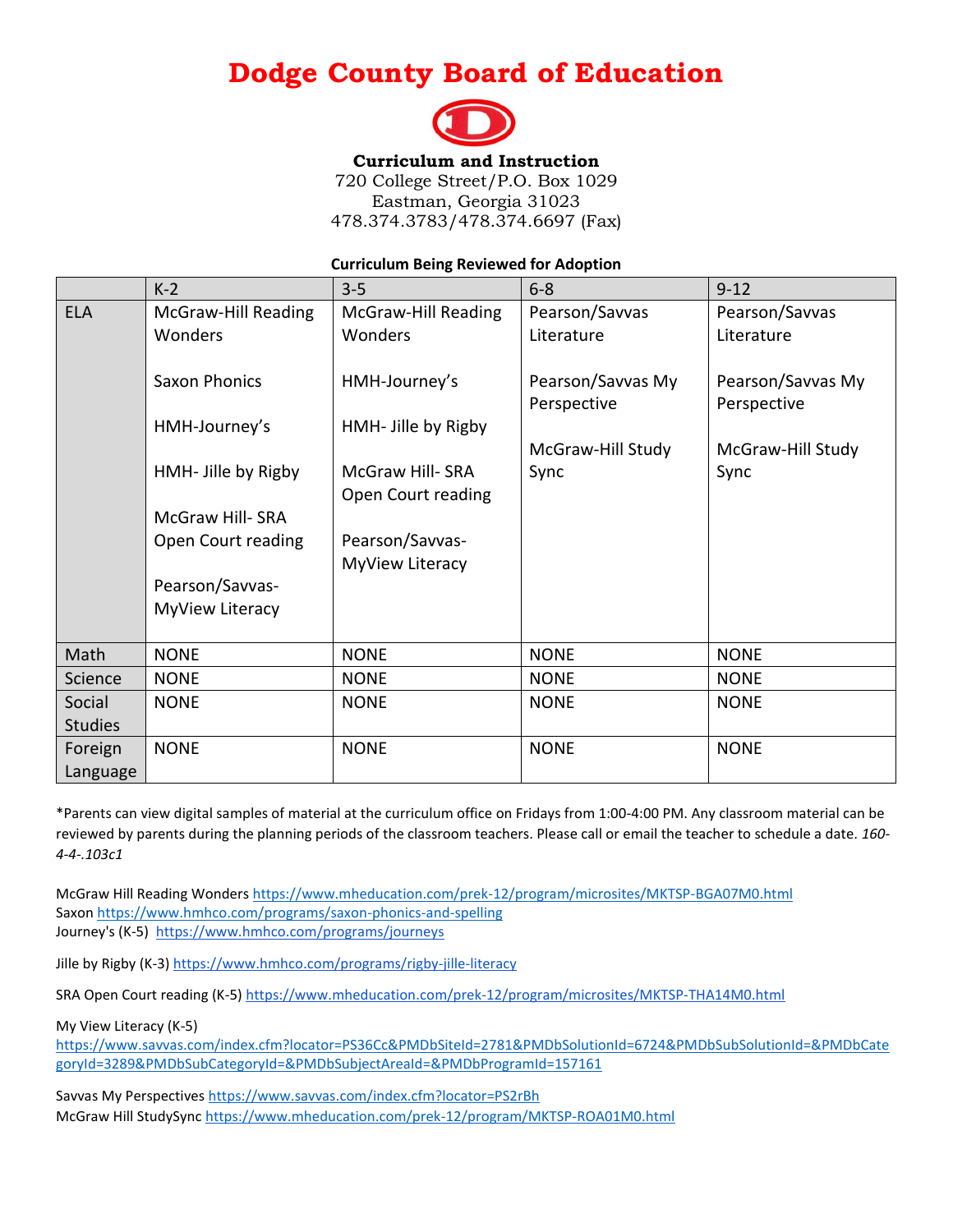# Dodge County Board of Education

**Curriculum and Instruction**
720 College Street/P.O. Box 1029
Eastman, Georgia 31023
478.374.3783/478.374.6697 (Fax)

**Curriculum Being Reviewed for Adoption**

| | K-2 | 3-5 | 6-8 | 9-12 |
|---|---|---|---|---|
| ELA | McGraw-Hill Reading Wonders<br><br>Saxon Phonics<br><br>HMH-Journey's<br><br>HMH- Jille by Rigby<br><br>McGraw Hill- SRA Open Court reading<br><br>Pearson/Savvas-MyView Literacy | McGraw-Hill Reading Wonders<br><br>HMH-Journey's<br><br>HMH- Jille by Rigby<br><br>McGraw Hill- SRA Open Court reading<br><br>Pearson/Savvas-MyView Literacy | Pearson/Savvas Literature<br><br>Pearson/Savvas My Perspective<br><br>McGraw-Hill Study Sync | Pearson/Savvas Literature<br><br>Pearson/Savvas My Perspective<br><br>McGraw-Hill Study Sync |
| Math | NONE | NONE | NONE | NONE |
| Science | NONE | NONE | NONE | NONE |
| Social Studies | NONE | NONE | NONE | NONE |
| Foreign Language | NONE | NONE | NONE | NONE |

*Parents can view digital samples of material at the curriculum office on Fridays from 1:00-4:00 PM. Any classroom material can be reviewed by parents during the planning periods of the classroom teachers. Please call or email the teacher to schedule a date. *160-4-4-.103c1*

McGraw Hill Reading Wonders https://www.mheducation.com/prek-12/program/microsites/MKTSP-BGA07M0.html
Saxon https://www.hmhco.com/programs/saxon-phonics-and-spelling
Journey's (K-5) https://www.hmhco.com/programs/journeys

Jille by Rigby (K-3) https://www.hmhco.com/programs/rigby-jille-literacy

SRA Open Court reading (K-5) https://www.mheducation.com/prek-12/program/microsites/MKTSP-THA14M0.html

My View Literacy (K-5)
https://www.savvas.com/index.cfm?locator=PS36Cc&PMDbSiteId=2781&PMDbSolutionId=6724&PMDbSubSolutionId=&PMDbCategoryId=3289&PMDbSubCategoryId=&PMDbSubjectAreaId=&PMDbProgramId=157161

Savvas My Perspectives https://www.savvas.com/index.cfm?locator=PS2rBh
McGraw Hill StudySync https://www.mheducation.com/prek-12/program/MKTSP-ROA01M0.html